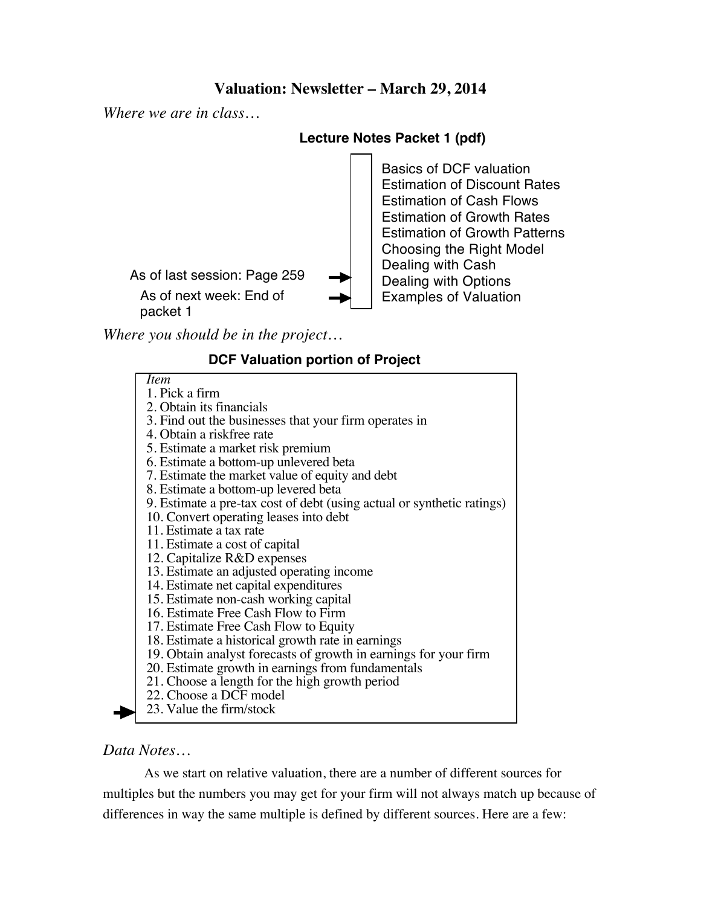# Valuation: Newsletter – March 29, 2014

*Where we are in class…*

**Lecture Notes Packet 1 (pdf)**

- Basics of DCF valuation
- Estimation of Discount Rates
- Estimation of Cash Flows
- Estimation of Growth Rates
- Estimation of Growth Patterns
- Choosing the Right Model
- Dealing with Cash
- Dealing with Options
- Examples of Valuation

As of last session: Page 259 →

As of next week: End of packet 1 →

*Where you should be in the project…*

**DCF Valuation portion of Project**

*Item*

1. Pick a firm
2. Obtain its financials
3. Find out the businesses that your firm operates in
4. Obtain a riskfree rate
5. Estimate a market risk premium
6. Estimate a bottom-up unlevered beta
7. Estimate the market value of equity and debt
8. Estimate a bottom-up levered beta
9. Estimate a pre-tax cost of debt (using actual or synthetic ratings)
10. Convert operating leases into debt
11. Estimate a tax rate
11. Estimate a cost of capital
12. Capitalize R&D expenses
13. Estimate an adjusted operating income
14. Estimate net capital expenditures
15. Estimate non-cash working capital
16. Estimate Free Cash Flow to Firm
17. Estimate Free Cash Flow to Equity
18. Estimate a historical growth rate in earnings
19. Obtain analyst forecasts of growth in earnings for your firm
20. Estimate growth in earnings from fundamentals
21. Choose a length for the high growth period
22. Choose a DCF model
23. Value the firm/stock ←

*Data Notes…*

As we start on relative valuation, there are a number of different sources for multiples but the numbers you may get for your firm will not always match up because of differences in way the same multiple is defined by different sources. Here are a few: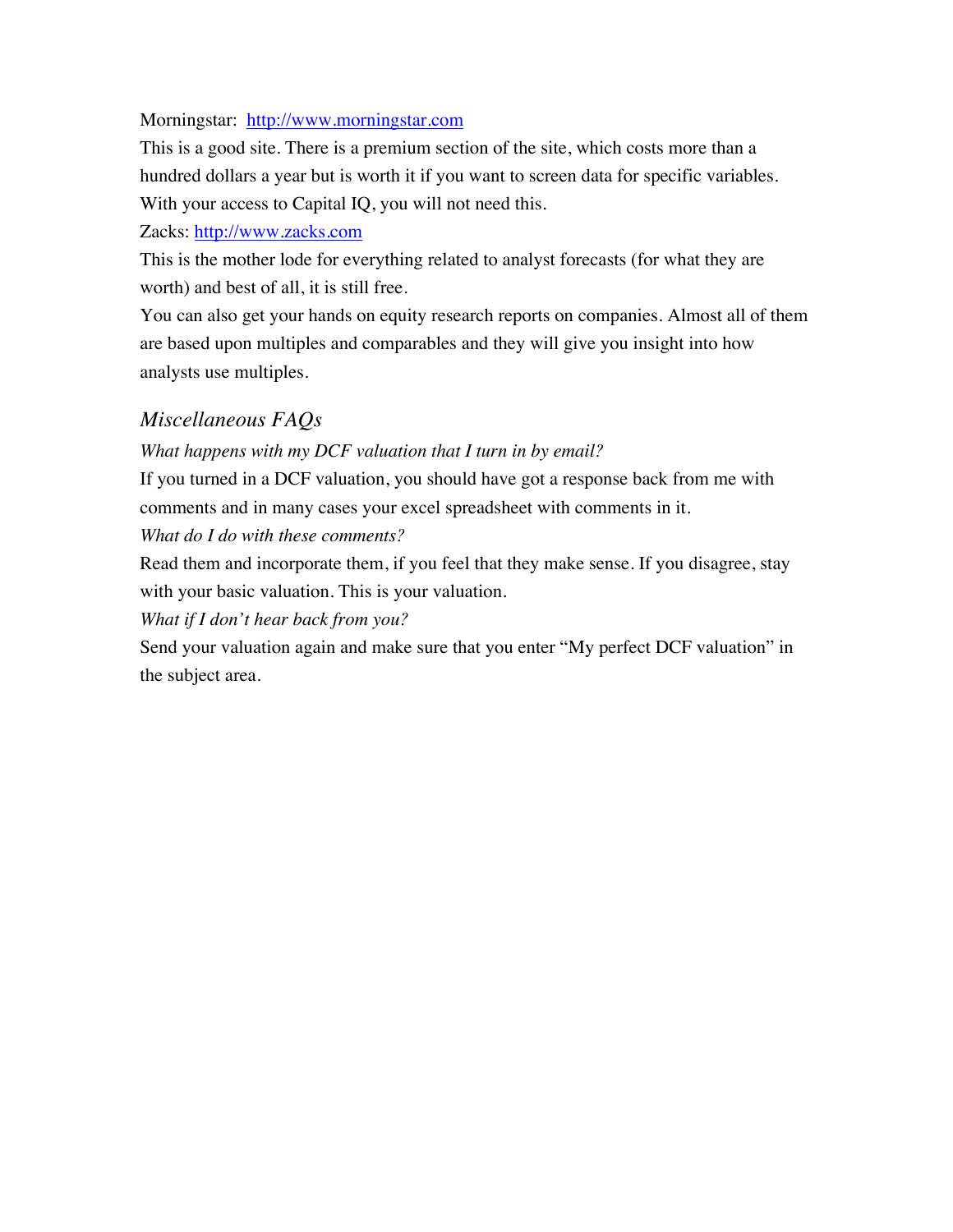Morningstar: [http://www.morningstar.com](http://www.morningstar.com)

This is a good site. There is a premium section of the site, which costs more than a hundred dollars a year but is worth it if you want to screen data for specific variables. With your access to Capital IQ, you will not need this.

Zacks: [http://www.zacks.com](http://www.zacks.com)

This is the mother lode for everything related to analyst forecasts (for what they are worth) and best of all, it is still free.

You can also get your hands on equity research reports on companies. Almost all of them are based upon multiples and comparables and they will give you insight into how analysts use multiples.

## *Miscellaneous FAQs*

*What happens with my DCF valuation that I turn in by email?*

If you turned in a DCF valuation, you should have got a response back from me with comments and in many cases your excel spreadsheet with comments in it.

*What do I do with these comments?*

Read them and incorporate them, if you feel that they make sense. If you disagree, stay with your basic valuation. This is your valuation.

*What if I don't hear back from you?*

Send your valuation again and make sure that you enter "My perfect DCF valuation" in the subject area.